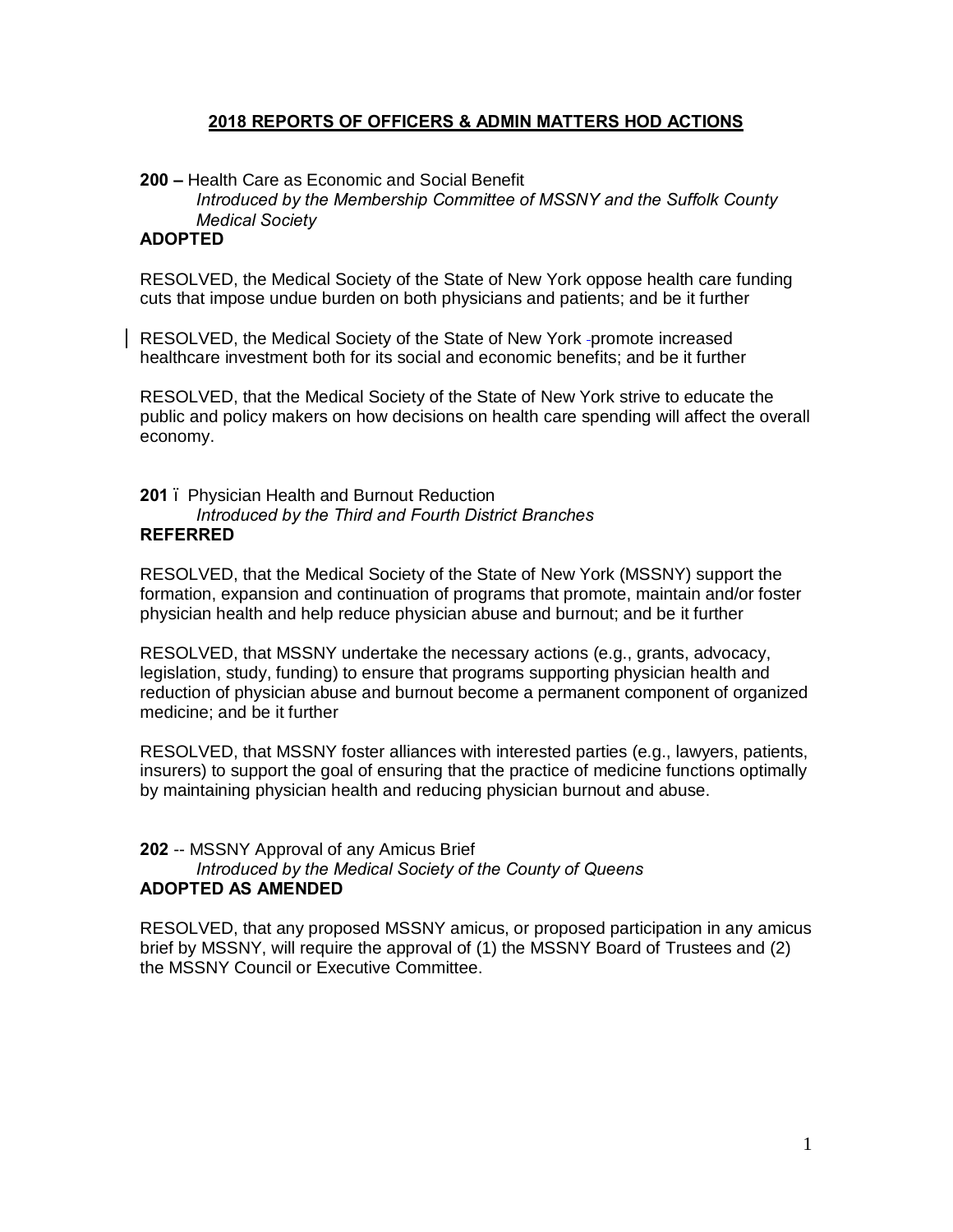# 2018 REPORTS OF OFFICERS & ADMIN MATTERS HOD ACTIONS

**200 –** Health Care as Economic and Social Benefit
*Introduced by the Membership Committee of MSSNY and the Suffolk County Medical Society*
**ADOPTED**

RESOLVED, the Medical Society of the State of New York oppose health care funding cuts that impose undue burden on both physicians and patients; and be it further

RESOLVED, the Medical Society of the State of New York promote increased healthcare investment both for its social and economic benefits; and be it further

RESOLVED, that the Medical Society of the State of New York strive to educate the public and policy makers on how decisions on health care spending will affect the overall economy.

**201** ï Physician Health and Burnout Reduction
*Introduced by the Third and Fourth District Branches*
**REFERRED**

RESOLVED, that the Medical Society of the State of New York (MSSNY) support the formation, expansion and continuation of programs that promote, maintain and/or foster physician health and help reduce physician abuse and burnout; and be it further

RESOLVED, that MSSNY undertake the necessary actions (e.g., grants, advocacy, legislation, study, funding) to ensure that programs supporting physician health and reduction of physician abuse and burnout become a permanent component of organized medicine; and be it further

RESOLVED, that MSSNY foster alliances with interested parties (e.g., lawyers, patients, insurers) to support the goal of ensuring that the practice of medicine functions optimally by maintaining physician health and reducing physician burnout and abuse.

**202** -- MSSNY Approval of any Amicus Brief
*Introduced by the Medical Society of the County of Queens*
**ADOPTED AS AMENDED**

RESOLVED, that any proposed MSSNY amicus, or proposed participation in any amicus brief by MSSNY, will require the approval of (1) the MSSNY Board of Trustees and (2) the MSSNY Council or Executive Committee.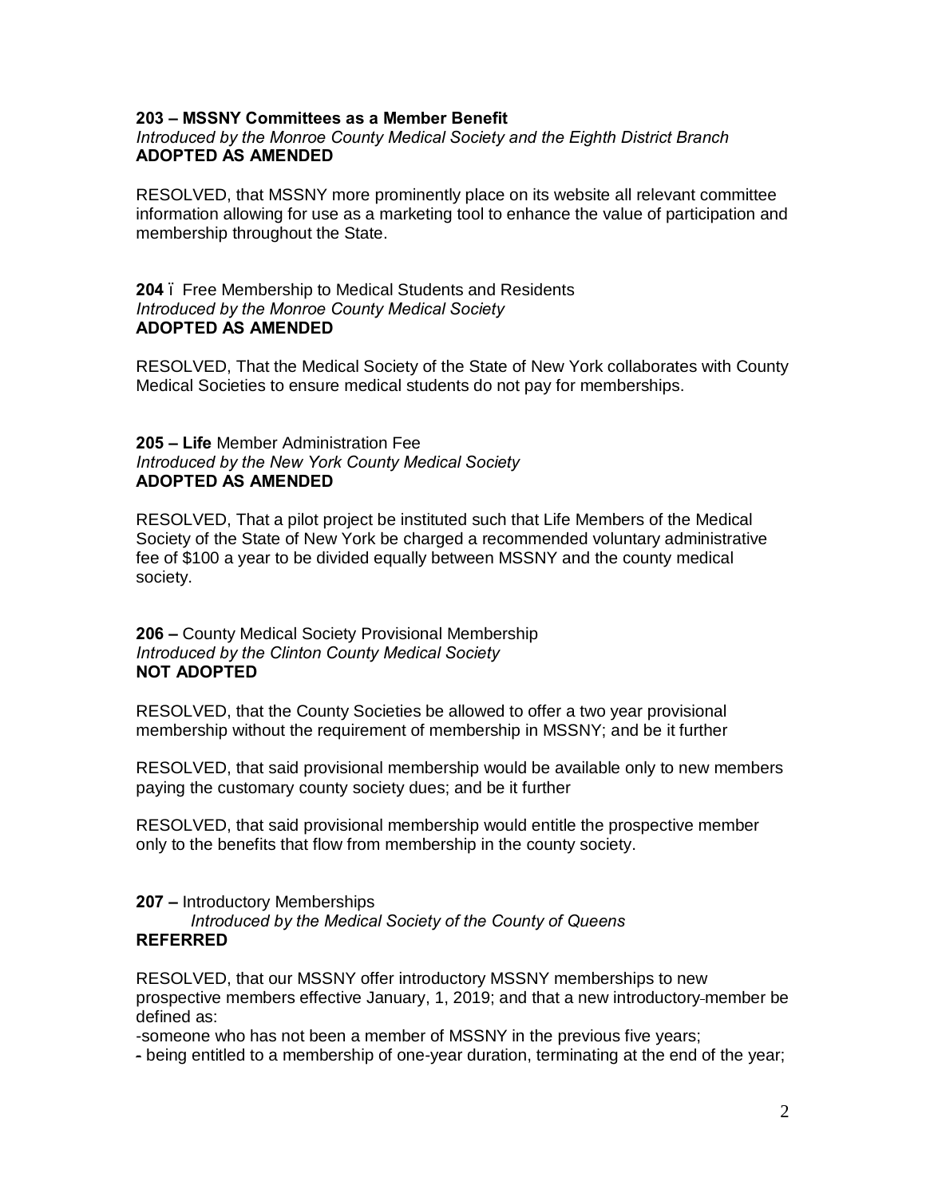**203 – MSSNY Committees as a Member Benefit**
*Introduced by the Monroe County Medical Society and the Eighth District Branch*
**ADOPTED AS AMENDED**

RESOLVED, that MSSNY more prominently place on its website all relevant committee information allowing for use as a marketing tool to enhance the value of participation and membership throughout the State.

**204** ï Free Membership to Medical Students and Residents
*Introduced by the Monroe County Medical Society*
**ADOPTED AS AMENDED**

RESOLVED, That the Medical Society of the State of New York collaborates with County Medical Societies to ensure medical students do not pay for memberships.

**205 – Life** Member Administration Fee
*Introduced by the New York County Medical Society*
**ADOPTED AS AMENDED**

RESOLVED, That a pilot project be instituted such that Life Members of the Medical Society of the State of New York be charged a recommended voluntary administrative fee of $100 a year to be divided equally between MSSNY and the county medical society.

**206 –** County Medical Society Provisional Membership
*Introduced by the Clinton County Medical Society*
**NOT ADOPTED**

RESOLVED, that the County Societies be allowed to offer a two year provisional membership without the requirement of membership in MSSNY; and be it further

RESOLVED, that said provisional membership would be available only to new members paying the customary county society dues; and be it further

RESOLVED, that said provisional membership would entitle the prospective member only to the benefits that flow from membership in the county society.

**207 –** Introductory Memberships
*Introduced by the Medical Society of the County of Queens*
**REFERRED**

RESOLVED, that our MSSNY offer introductory MSSNY memberships to new prospective members effective January, 1, 2019; and that a new introductory-member be defined as:

-someone who has not been a member of MSSNY in the previous five years;
- being entitled to a membership of one-year duration, terminating at the end of the year;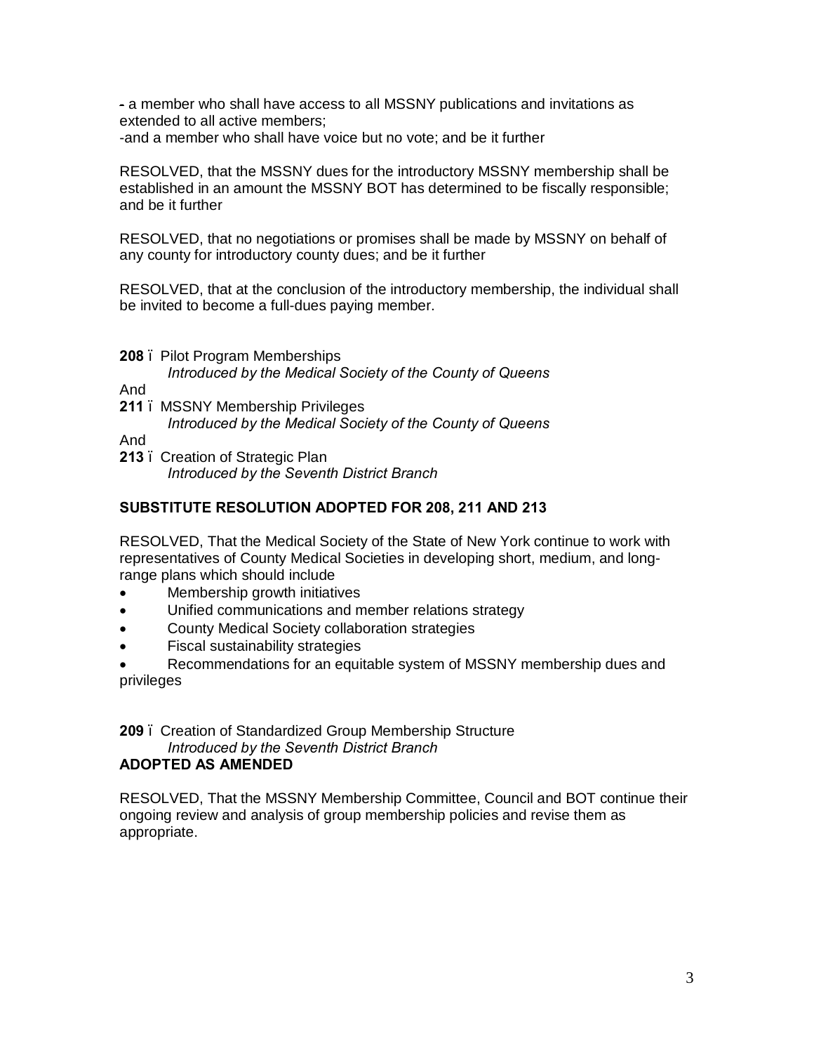- a member who shall have access to all MSSNY publications and invitations as extended to all active members;
-and a member who shall have voice but no vote; and be it further

RESOLVED, that the MSSNY dues for the introductory MSSNY membership shall be established in an amount the MSSNY BOT has determined to be fiscally responsible; and be it further

RESOLVED, that no negotiations or promises shall be made by MSSNY on behalf of any county for introductory county dues; and be it further

RESOLVED, that at the conclusion of the introductory membership, the individual shall be invited to become a full-dues paying member.

**208** – Pilot Program Memberships
*Introduced by the Medical Society of the County of Queens*
And
**211** – MSSNY Membership Privileges
*Introduced by the Medical Society of the County of Queens*
And
**213** – Creation of Strategic Plan
*Introduced by the Seventh District Branch*

**SUBSTITUTE RESOLUTION ADOPTED FOR 208, 211 AND 213**

RESOLVED, That the Medical Society of the State of New York continue to work with representatives of County Medical Societies in developing short, medium, and long-range plans which should include

- Membership growth initiatives
- Unified communications and member relations strategy
- County Medical Society collaboration strategies
- Fiscal sustainability strategies
- Recommendations for an equitable system of MSSNY membership dues and privileges

**209** – Creation of Standardized Group Membership Structure
*Introduced by the Seventh District Branch*
**ADOPTED AS AMENDED**

RESOLVED, That the MSSNY Membership Committee, Council and BOT continue their ongoing review and analysis of group membership policies and revise them as appropriate.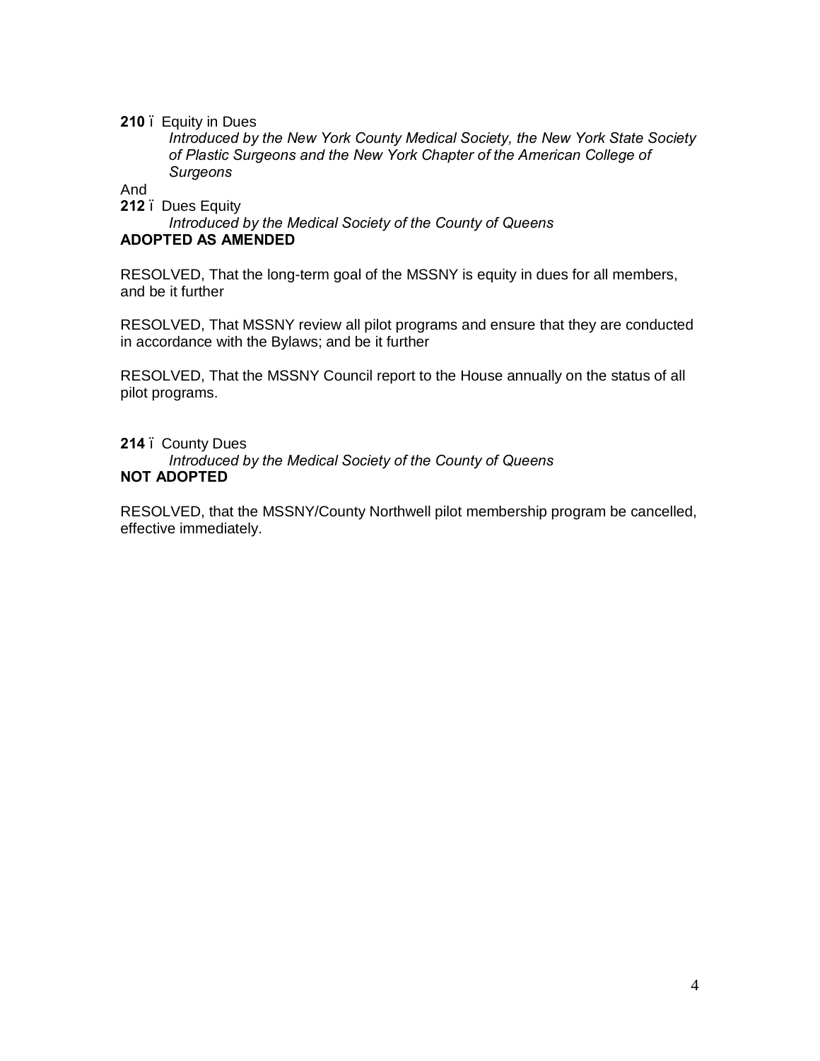**210** – Equity in Dues

*Introduced by the New York County Medical Society, the New York State Society of Plastic Surgeons and the New York Chapter of the American College of Surgeons*

And

**212** – Dues Equity

*Introduced by the Medical Society of the County of Queens*

**ADOPTED AS AMENDED**

RESOLVED, That the long-term goal of the MSSNY is equity in dues for all members, and be it further

RESOLVED, That MSSNY review all pilot programs and ensure that they are conducted in accordance with the Bylaws; and be it further

RESOLVED, That the MSSNY Council report to the House annually on the status of all pilot programs.

**214** – County Dues

*Introduced by the Medical Society of the County of Queens*

**NOT ADOPTED**

RESOLVED, that the MSSNY/County Northwell pilot membership program be cancelled, effective immediately.